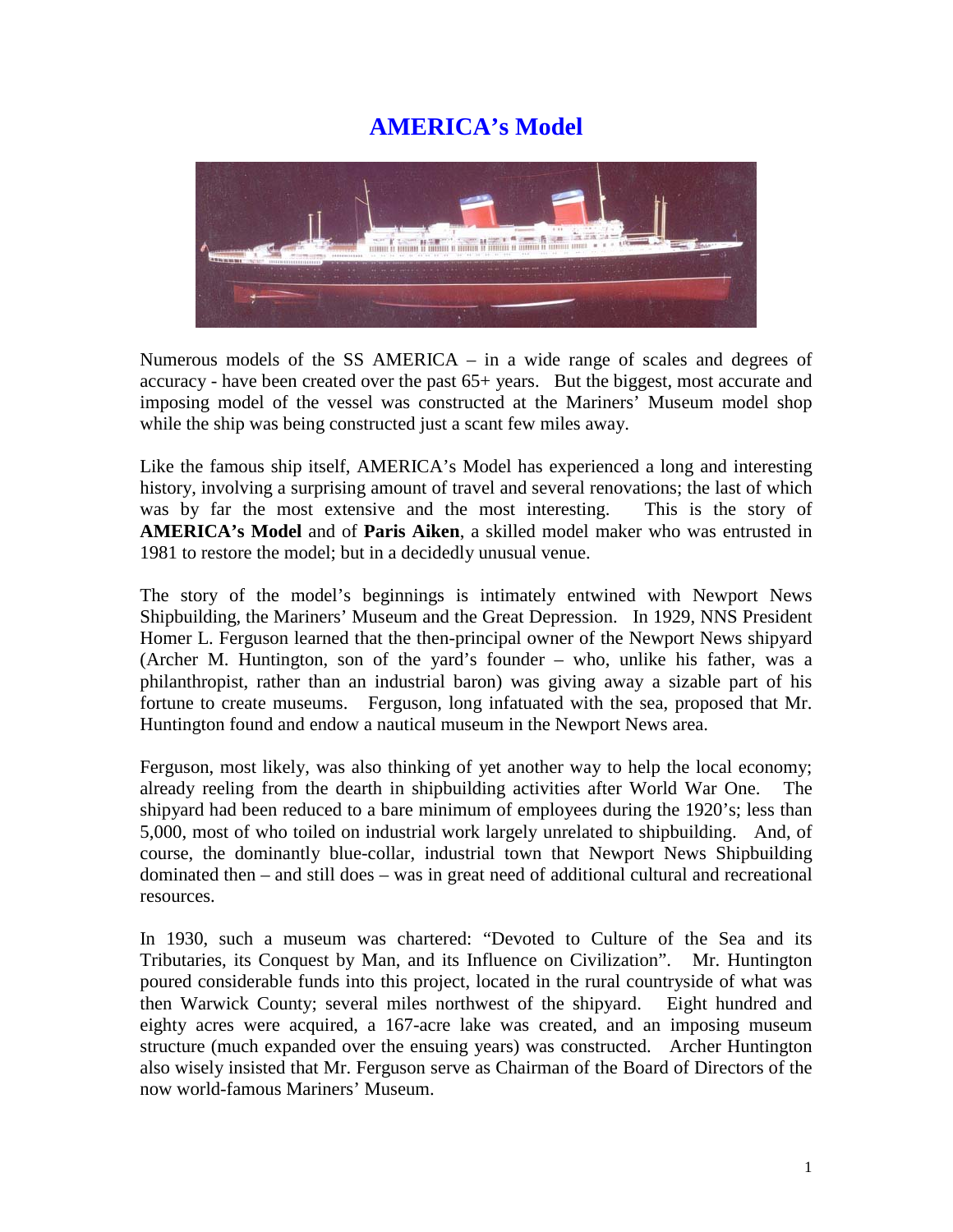# AMERICA's Model

Numerous models of the SS AMERICA – in a wide range of scales and degrees of accuracy - have been created over the past 65+ years. But the biggest, most accurate and imposing model of the vessel was constructed at the Mariners' Museum model shop while the ship was being constructed just a scant few miles away.

Like the famous ship itself, AMERICA's Model has experienced a long and interesting history, involving a surprising amount of travel and several renovations; the last of which was by far the most extensive and the most interesting. This is the story of **AMERICA's Model** and of **Paris Aiken**, a skilled model maker who was entrusted in 1981 to restore the model; but in a decidedly unusual venue.

The story of the model's beginnings is intimately entwined with Newport News Shipbuilding, the Mariners' Museum and the Great Depression. In 1929, NNS President Homer L. Ferguson learned that the then-principal owner of the Newport News shipyard (Archer M. Huntington, son of the yard's founder – who, unlike his father, was a philanthropist, rather than an industrial baron) was giving away a sizable part of his fortune to create museums. Ferguson, long infatuated with the sea, proposed that Mr. Huntington found and endow a nautical museum in the Newport News area.

Ferguson, most likely, was also thinking of yet another way to help the local economy; already reeling from the dearth in shipbuilding activities after World War One. The shipyard had been reduced to a bare minimum of employees during the 1920's; less than 5,000, most of who toiled on industrial work largely unrelated to shipbuilding. And, of course, the dominantly blue-collar, industrial town that Newport News Shipbuilding dominated then – and still does – was in great need of additional cultural and recreational resources.

In 1930, such a museum was chartered: "Devoted to Culture of the Sea and its Tributaries, its Conquest by Man, and its Influence on Civilization". Mr. Huntington poured considerable funds into this project, located in the rural countryside of what was then Warwick County; several miles northwest of the shipyard. Eight hundred and eighty acres were acquired, a 167-acre lake was created, and an imposing museum structure (much expanded over the ensuing years) was constructed. Archer Huntington also wisely insisted that Mr. Ferguson serve as Chairman of the Board of Directors of the now world-famous Mariners' Museum.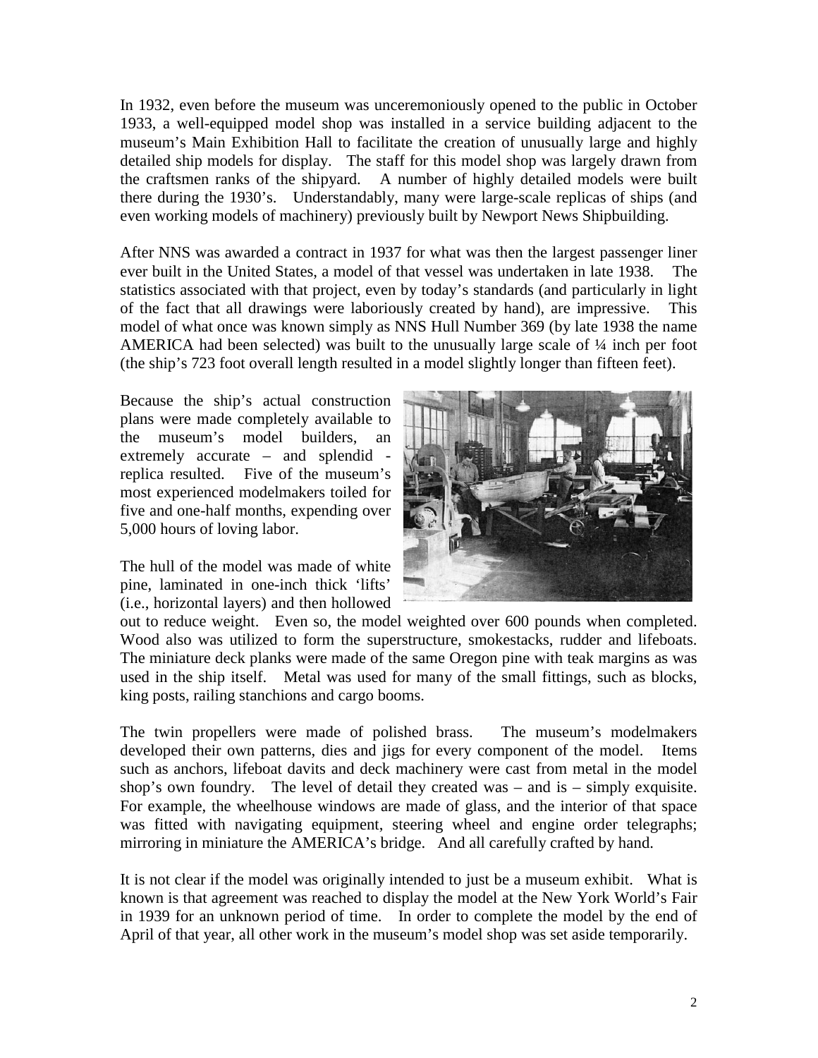In 1932, even before the museum was unceremoniously opened to the public in October 1933, a well-equipped model shop was installed in a service building adjacent to the museum's Main Exhibition Hall to facilitate the creation of unusually large and highly detailed ship models for display. The staff for this model shop was largely drawn from the craftsmen ranks of the shipyard. A number of highly detailed models were built there during the 1930's. Understandably, many were large-scale replicas of ships (and even working models of machinery) previously built by Newport News Shipbuilding.

After NNS was awarded a contract in 1937 for what was then the largest passenger liner ever built in the United States, a model of that vessel was undertaken in late 1938. The statistics associated with that project, even by today's standards (and particularly in light of the fact that all drawings were laboriously created by hand), are impressive. This model of what once was known simply as NNS Hull Number 369 (by late 1938 the name AMERICA had been selected) was built to the unusually large scale of ¼ inch per foot (the ship's 723 foot overall length resulted in a model slightly longer than fifteen feet).

Because the ship's actual construction plans were made completely available to the museum's model builders, an extremely accurate – and splendid - replica resulted. Five of the museum's most experienced modelmakers toiled for five and one-half months, expending over 5,000 hours of loving labor.

The hull of the model was made of white pine, laminated in one-inch thick 'lifts' (i.e., horizontal layers) and then hollowed out to reduce weight. Even so, the model weighted over 600 pounds when completed. Wood also was utilized to form the superstructure, smokestacks, rudder and lifeboats. The miniature deck planks were made of the same Oregon pine with teak margins as was used in the ship itself. Metal was used for many of the small fittings, such as blocks, king posts, railing stanchions and cargo booms.

The twin propellers were made of polished brass. The museum's modelmakers developed their own patterns, dies and jigs for every component of the model. Items such as anchors, lifeboat davits and deck machinery were cast from metal in the model shop's own foundry. The level of detail they created was – and is – simply exquisite. For example, the wheelhouse windows are made of glass, and the interior of that space was fitted with navigating equipment, steering wheel and engine order telegraphs; mirroring in miniature the AMERICA's bridge. And all carefully crafted by hand.

It is not clear if the model was originally intended to just be a museum exhibit. What is known is that agreement was reached to display the model at the New York World's Fair in 1939 for an unknown period of time. In order to complete the model by the end of April of that year, all other work in the museum's model shop was set aside temporarily.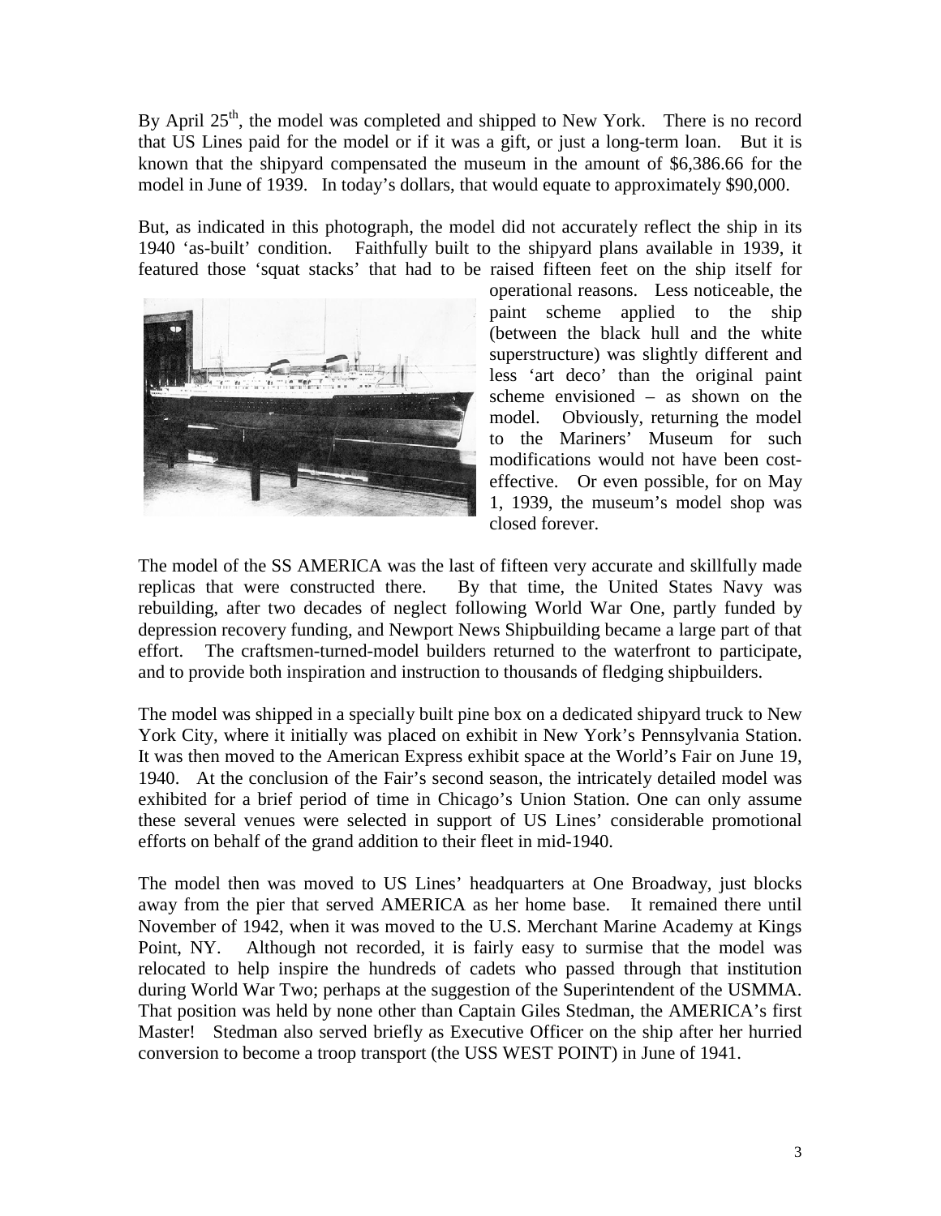By April 25th, the model was completed and shipped to New York. There is no record that US Lines paid for the model or if it was a gift, or just a long-term loan. But it is known that the shipyard compensated the museum in the amount of $6,386.66 for the model in June of 1939. In today's dollars, that would equate to approximately $90,000.

But, as indicated in this photograph, the model did not accurately reflect the ship in its 1940 'as-built' condition. Faithfully built to the shipyard plans available in 1939, it featured those 'squat stacks' that had to be raised fifteen feet on the ship itself for operational reasons. Less noticeable, the paint scheme applied to the ship (between the black hull and the white superstructure) was slightly different and less 'art deco' than the original paint scheme envisioned – as shown on the model. Obviously, returning the model to the Mariners' Museum for such modifications would not have been cost-effective. Or even possible, for on May 1, 1939, the museum's model shop was closed forever.

The model of the SS AMERICA was the last of fifteen very accurate and skillfully made replicas that were constructed there. By that time, the United States Navy was rebuilding, after two decades of neglect following World War One, partly funded by depression recovery funding, and Newport News Shipbuilding became a large part of that effort. The craftsmen-turned-model builders returned to the waterfront to participate, and to provide both inspiration and instruction to thousands of fledging shipbuilders.

The model was shipped in a specially built pine box on a dedicated shipyard truck to New York City, where it initially was placed on exhibit in New York's Pennsylvania Station. It was then moved to the American Express exhibit space at the World's Fair on June 19, 1940. At the conclusion of the Fair's second season, the intricately detailed model was exhibited for a brief period of time in Chicago's Union Station. One can only assume these several venues were selected in support of US Lines' considerable promotional efforts on behalf of the grand addition to their fleet in mid-1940.

The model then was moved to US Lines' headquarters at One Broadway, just blocks away from the pier that served AMERICA as her home base. It remained there until November of 1942, when it was moved to the U.S. Merchant Marine Academy at Kings Point, NY. Although not recorded, it is fairly easy to surmise that the model was relocated to help inspire the hundreds of cadets who passed through that institution during World War Two; perhaps at the suggestion of the Superintendent of the USMMA. That position was held by none other than Captain Giles Stedman, the AMERICA's first Master! Stedman also served briefly as Executive Officer on the ship after her hurried conversion to become a troop transport (the USS WEST POINT) in June of 1941.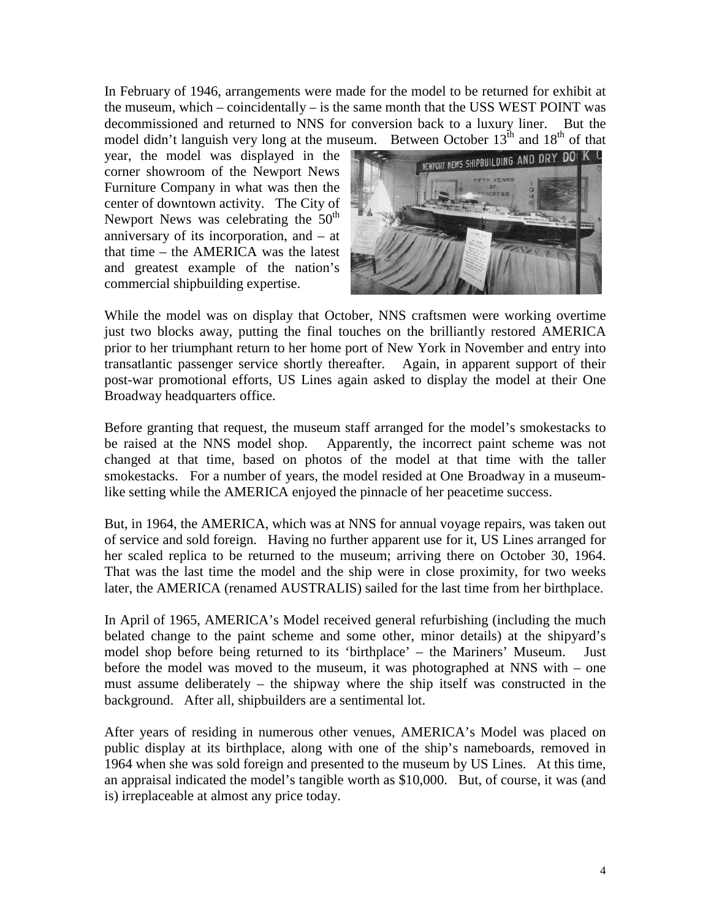In February of 1946, arrangements were made for the model to be returned for exhibit at the museum, which – coincidentally – is the same month that the USS WEST POINT was decommissioned and returned to NNS for conversion back to a luxury liner. But the model didn't languish very long at the museum. Between October 13th and 18th of that year, the model was displayed in the corner showroom of the Newport News Furniture Company in what was then the center of downtown activity. The City of Newport News was celebrating the 50th anniversary of its incorporation, and – at that time – the AMERICA was the latest and greatest example of the nation's commercial shipbuilding expertise.

While the model was on display that October, NNS craftsmen were working overtime just two blocks away, putting the final touches on the brilliantly restored AMERICA prior to her triumphant return to her home port of New York in November and entry into transatlantic passenger service shortly thereafter. Again, in apparent support of their post-war promotional efforts, US Lines again asked to display the model at their One Broadway headquarters office.

Before granting that request, the museum staff arranged for the model's smokestacks to be raised at the NNS model shop. Apparently, the incorrect paint scheme was not changed at that time, based on photos of the model at that time with the taller smokestacks. For a number of years, the model resided at One Broadway in a museum-like setting while the AMERICA enjoyed the pinnacle of her peacetime success.

But, in 1964, the AMERICA, which was at NNS for annual voyage repairs, was taken out of service and sold foreign. Having no further apparent use for it, US Lines arranged for her scaled replica to be returned to the museum; arriving there on October 30, 1964. That was the last time the model and the ship were in close proximity, for two weeks later, the AMERICA (renamed AUSTRALIS) sailed for the last time from her birthplace.

In April of 1965, AMERICA's Model received general refurbishing (including the much belated change to the paint scheme and some other, minor details) at the shipyard's model shop before being returned to its 'birthplace' – the Mariners' Museum. Just before the model was moved to the museum, it was photographed at NNS with – one must assume deliberately – the shipway where the ship itself was constructed in the background. After all, shipbuilders are a sentimental lot.

After years of residing in numerous other venues, AMERICA's Model was placed on public display at its birthplace, along with one of the ship's nameboards, removed in 1964 when she was sold foreign and presented to the museum by US Lines. At this time, an appraisal indicated the model's tangible worth as $10,000. But, of course, it was (and is) irreplaceable at almost any price today.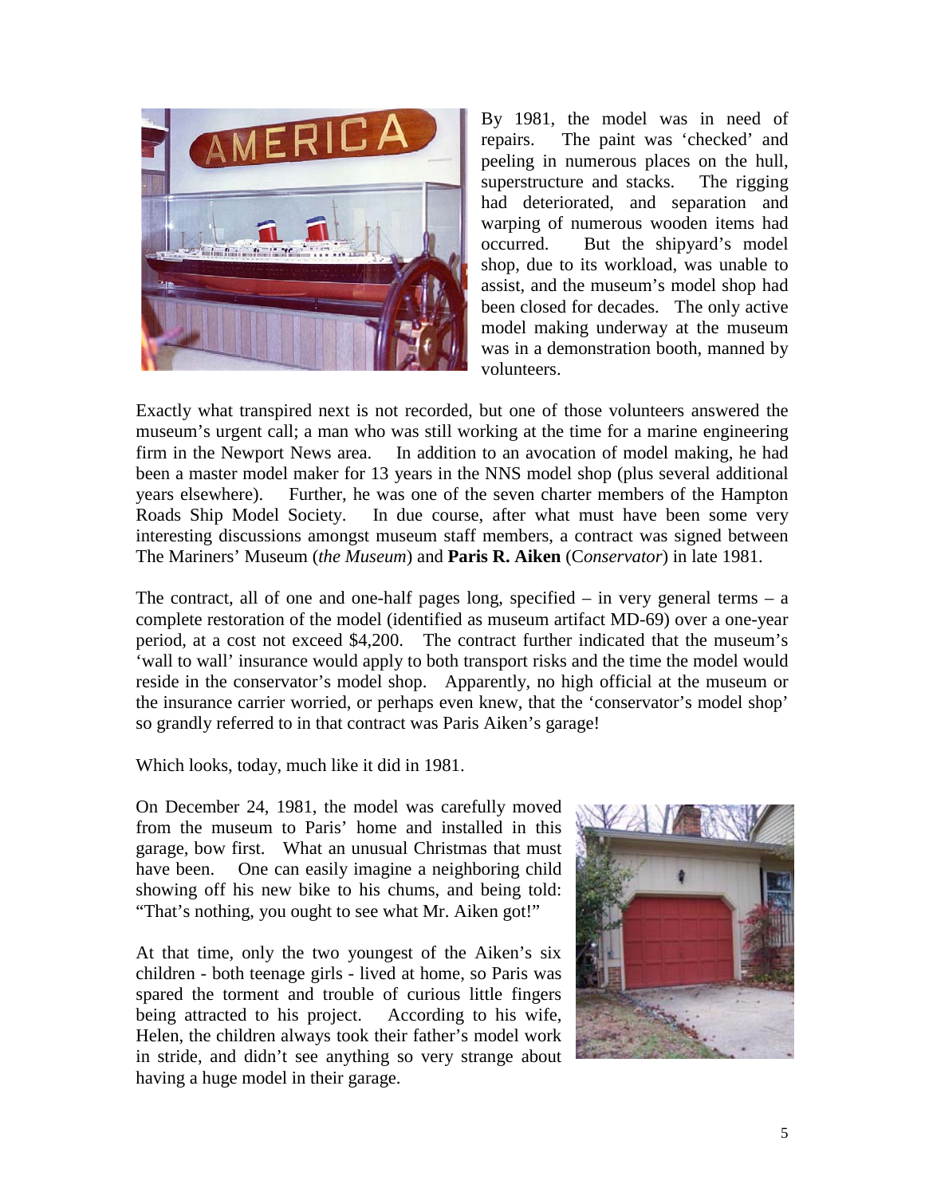By 1981, the model was in need of repairs. The paint was 'checked' and peeling in numerous places on the hull, superstructure and stacks. The rigging had deteriorated, and separation and warping of numerous wooden items had occurred. But the shipyard's model shop, due to its workload, was unable to assist, and the museum's model shop had been closed for decades. The only active model making underway at the museum was in a demonstration booth, manned by volunteers.

Exactly what transpired next is not recorded, but one of those volunteers answered the museum's urgent call; a man who was still working at the time for a marine engineering firm in the Newport News area. In addition to an avocation of model making, he had been a master model maker for 13 years in the NNS model shop (plus several additional years elsewhere). Further, he was one of the seven charter members of the Hampton Roads Ship Model Society. In due course, after what must have been some very interesting discussions amongst museum staff members, a contract was signed between The Mariners' Museum (*the Museum*) and **Paris R. Aiken** (C*onservator*) in late 1981.

The contract, all of one and one-half pages long, specified – in very general terms – a complete restoration of the model (identified as museum artifact MD-69) over a one-year period, at a cost not exceed $4,200. The contract further indicated that the museum's 'wall to wall' insurance would apply to both transport risks and the time the model would reside in the conservator's model shop. Apparently, no high official at the museum or the insurance carrier worried, or perhaps even knew, that the 'conservator's model shop' so grandly referred to in that contract was Paris Aiken's garage!

Which looks, today, much like it did in 1981.

On December 24, 1981, the model was carefully moved from the museum to Paris' home and installed in this garage, bow first. What an unusual Christmas that must have been. One can easily imagine a neighboring child showing off his new bike to his chums, and being told: "That's nothing, you ought to see what Mr. Aiken got!"

At that time, only the two youngest of the Aiken's six children - both teenage girls - lived at home, so Paris was spared the torment and trouble of curious little fingers being attracted to his project. According to his wife, Helen, the children always took their father's model work in stride, and didn't see anything so very strange about having a huge model in their garage.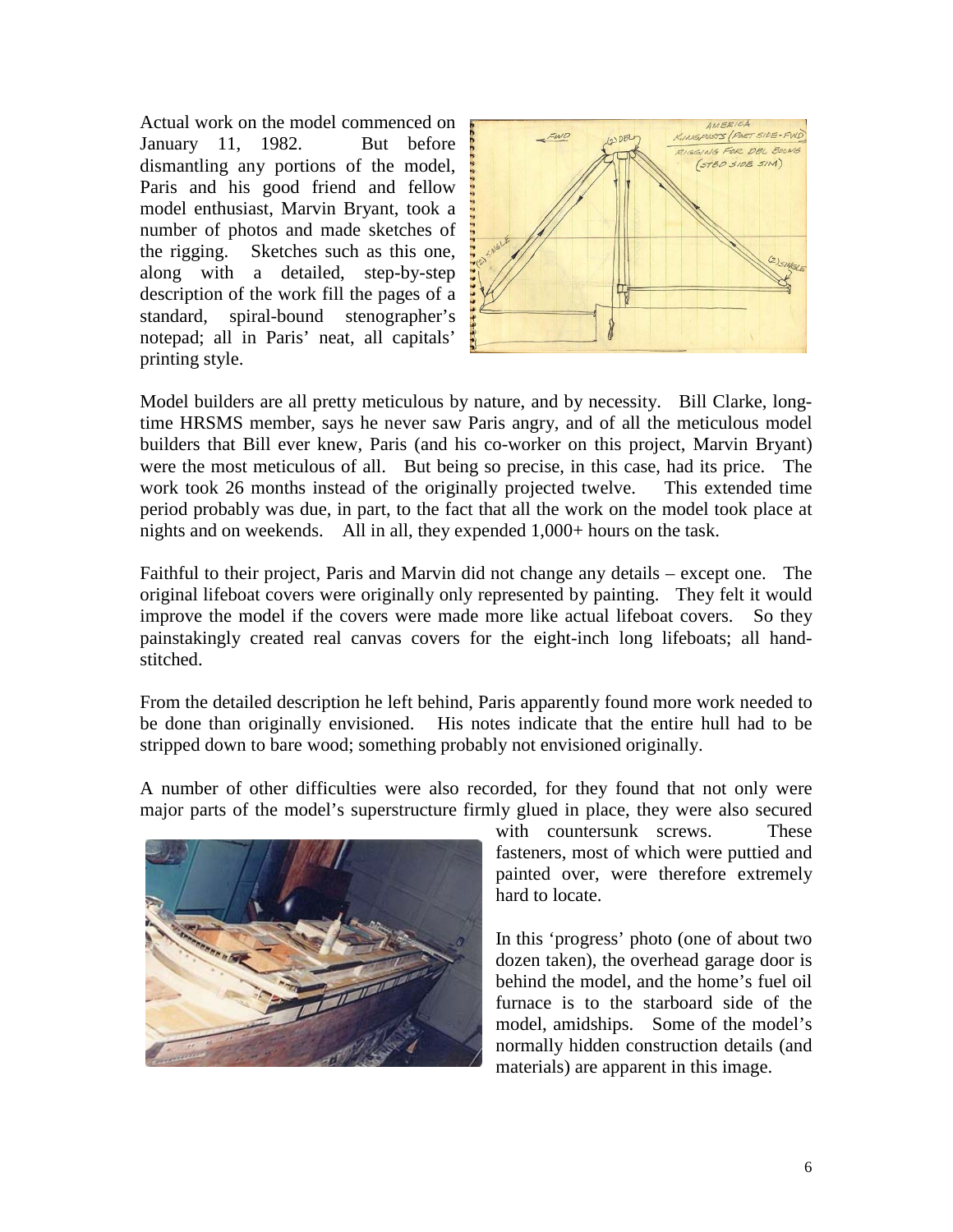Actual work on the model commenced on January 11, 1982. But before dismantling any portions of the model, Paris and his good friend and fellow model enthusiast, Marvin Bryant, took a number of photos and made sketches of the rigging. Sketches such as this one, along with a detailed, step-by-step description of the work fill the pages of a standard, spiral-bound stenographer's notepad; all in Paris' neat, all capitals' printing style.

Model builders are all pretty meticulous by nature, and by necessity. Bill Clarke, long-time HRSMS member, says he never saw Paris angry, and of all the meticulous model builders that Bill ever knew, Paris (and his co-worker on this project, Marvin Bryant) were the most meticulous of all. But being so precise, in this case, had its price. The work took 26 months instead of the originally projected twelve. This extended time period probably was due, in part, to the fact that all the work on the model took place at nights and on weekends. All in all, they expended 1,000+ hours on the task.

Faithful to their project, Paris and Marvin did not change any details – except one. The original lifeboat covers were originally only represented by painting. They felt it would improve the model if the covers were made more like actual lifeboat covers. So they painstakingly created real canvas covers for the eight-inch long lifeboats; all hand-stitched.

From the detailed description he left behind, Paris apparently found more work needed to be done than originally envisioned. His notes indicate that the entire hull had to be stripped down to bare wood; something probably not envisioned originally.

A number of other difficulties were also recorded, for they found that not only were major parts of the model's superstructure firmly glued in place, they were also secured with countersunk screws. These fasteners, most of which were puttied and painted over, were therefore extremely hard to locate.

In this 'progress' photo (one of about two dozen taken), the overhead garage door is behind the model, and the home's fuel oil furnace is to the starboard side of the model, amidships. Some of the model's normally hidden construction details (and materials) are apparent in this image.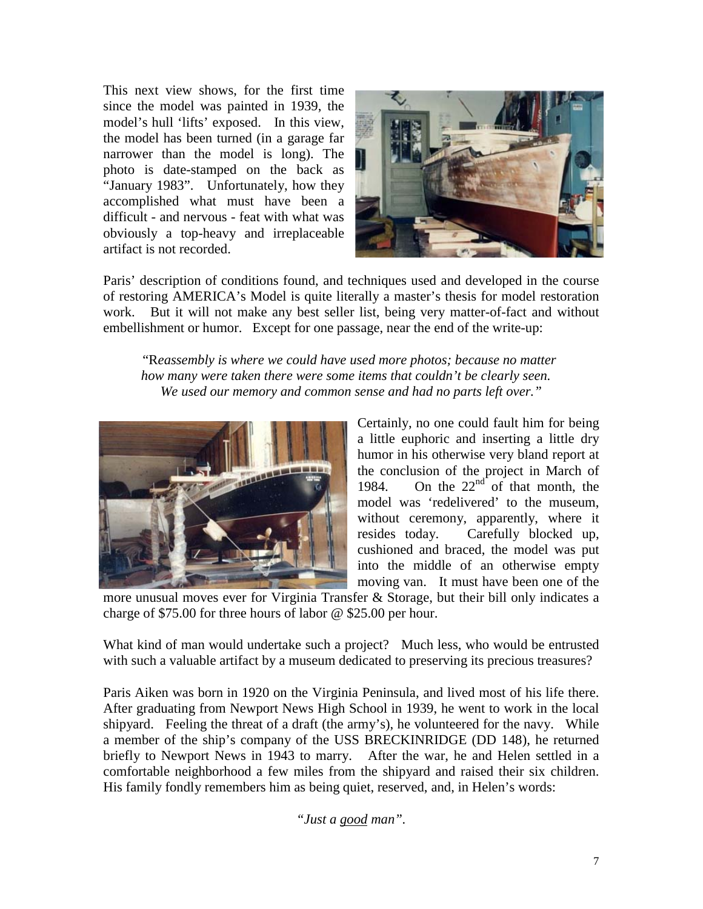This next view shows, for the first time since the model was painted in 1939, the model's hull 'lifts' exposed. In this view, the model has been turned (in a garage far narrower than the model is long). The photo is date-stamped on the back as "January 1983". Unfortunately, how they accomplished what must have been a difficult - and nervous - feat with what was obviously a top-heavy and irreplaceable artifact is not recorded.

Paris' description of conditions found, and techniques used and developed in the course of restoring AMERICA's Model is quite literally a master's thesis for model restoration work. But it will not make any best seller list, being very matter-of-fact and without embellishment or humor. Except for one passage, near the end of the write-up:

> *"Reassembly is where we could have used more photos; because no matter how many were taken there were some items that couldn't be clearly seen. We used our memory and common sense and had no parts left over."*

Certainly, no one could fault him for being a little euphoric and inserting a little dry humor in his otherwise very bland report at the conclusion of the project in March of 1984. On the 22nd of that month, the model was 'redelivered' to the museum, without ceremony, apparently, where it resides today. Carefully blocked up, cushioned and braced, the model was put into the middle of an otherwise empty moving van. It must have been one of the more unusual moves ever for Virginia Transfer & Storage, but their bill only indicates a charge of $75.00 for three hours of labor @ $25.00 per hour.

What kind of man would undertake such a project? Much less, who would be entrusted with such a valuable artifact by a museum dedicated to preserving its precious treasures?

Paris Aiken was born in 1920 on the Virginia Peninsula, and lived most of his life there. After graduating from Newport News High School in 1939, he went to work in the local shipyard. Feeling the threat of a draft (the army's), he volunteered for the navy. While a member of the ship's company of the USS BRECKINRIDGE (DD 148), he returned briefly to Newport News in 1943 to marry. After the war, he and Helen settled in a comfortable neighborhood a few miles from the shipyard and raised their six children. His family fondly remembers him as being quiet, reserved, and, in Helen's words:

*"Just a good man".*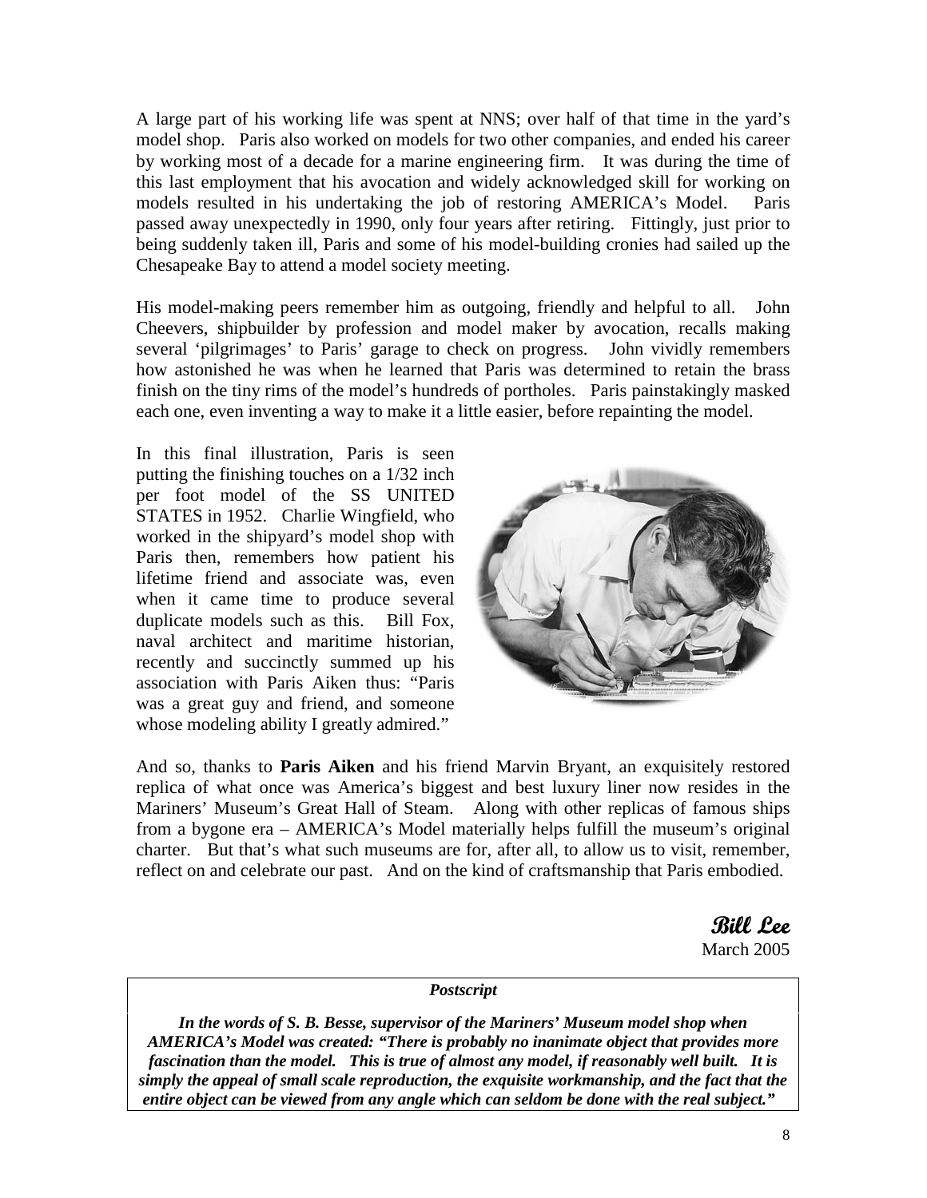A large part of his working life was spent at NNS; over half of that time in the yard's model shop. Paris also worked on models for two other companies, and ended his career by working most of a decade for a marine engineering firm. It was during the time of this last employment that his avocation and widely acknowledged skill for working on models resulted in his undertaking the job of restoring AMERICA's Model. Paris passed away unexpectedly in 1990, only four years after retiring. Fittingly, just prior to being suddenly taken ill, Paris and some of his model-building cronies had sailed up the Chesapeake Bay to attend a model society meeting.

His model-making peers remember him as outgoing, friendly and helpful to all. John Cheevers, shipbuilder by profession and model maker by avocation, recalls making several 'pilgrimages' to Paris' garage to check on progress. John vividly remembers how astonished he was when he learned that Paris was determined to retain the brass finish on the tiny rims of the model's hundreds of portholes. Paris painstakingly masked each one, even inventing a way to make it a little easier, before repainting the model.

In this final illustration, Paris is seen putting the finishing touches on a 1/32 inch per foot model of the SS UNITED STATES in 1952. Charlie Wingfield, who worked in the shipyard's model shop with Paris then, remembers how patient his lifetime friend and associate was, even when it came time to produce several duplicate models such as this. Bill Fox, naval architect and maritime historian, recently and succinctly summed up his association with Paris Aiken thus: "Paris was a great guy and friend, and someone whose modeling ability I greatly admired."

And so, thanks to **Paris Aiken** and his friend Marvin Bryant, an exquisitely restored replica of what once was America's biggest and best luxury liner now resides in the Mariners' Museum's Great Hall of Steam. Along with other replicas of famous ships from a bygone era – AMERICA's Model materially helps fulfill the museum's original charter. But that's what such museums are for, after all, to allow us to visit, remember, reflect on and celebrate our past. And on the kind of craftsmanship that Paris embodied.

**Bill Lee**
March 2005

***Postscript***

***In the words of S. B. Besse, supervisor of the Mariners' Museum model shop when AMERICA's Model was created: "There is probably no inanimate object that provides more fascination than the model. This is true of almost any model, if reasonably well built. It is simply the appeal of small scale reproduction, the exquisite workmanship, and the fact that the entire object can be viewed from any angle which can seldom be done with the real subject."***